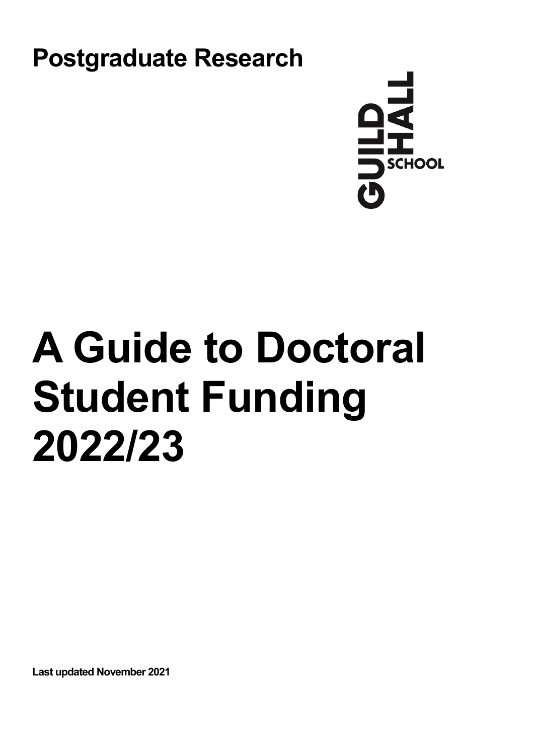**Postgraduate Research**

GUILD HALL SCHOOL

# A Guide to Doctoral Student Funding 2022/23

**Last updated November 2021**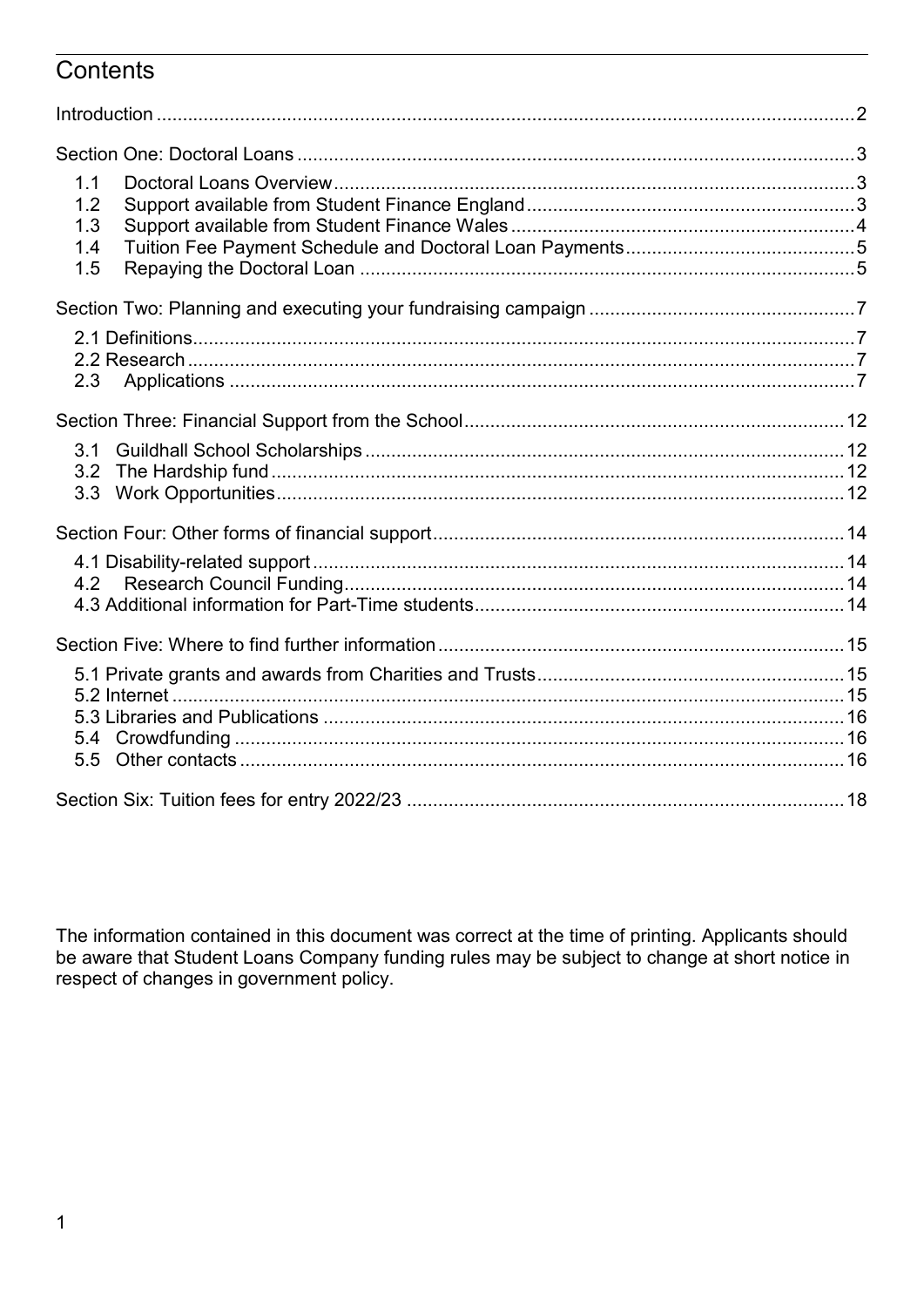# Contents

Introduction ..... 2

Section One: Doctoral Loans ..... 3

- 1.1 Doctoral Loans Overview ..... 3
- 1.2 Support available from Student Finance England ..... 3
- 1.3 Support available from Student Finance Wales ..... 4
- 1.4 Tuition Fee Payment Schedule and Doctoral Loan Payments ..... 5
- 1.5 Repaying the Doctoral Loan ..... 5

Section Two: Planning and executing your fundraising campaign ..... 7

- 2.1 Definitions ..... 7
- 2.2 Research ..... 7
- 2.3 Applications ..... 7

Section Three: Financial Support from the School ..... 12

- 3.1 Guildhall School Scholarships ..... 12
- 3.2 The Hardship fund ..... 12
- 3.3 Work Opportunities ..... 12

Section Four: Other forms of financial support ..... 14

- 4.1 Disability-related support ..... 14
- 4.2 Research Council Funding ..... 14
- 4.3 Additional information for Part-Time students ..... 14

Section Five: Where to find further information ..... 15

- 5.1 Private grants and awards from Charities and Trusts ..... 15
- 5.2 Internet ..... 15
- 5.3 Libraries and Publications ..... 16
- 5.4 Crowdfunding ..... 16
- 5.5 Other contacts ..... 16

Section Six: Tuition fees for entry 2022/23 ..... 18

The information contained in this document was correct at the time of printing. Applicants should be aware that Student Loans Company funding rules may be subject to change at short notice in respect of changes in government policy.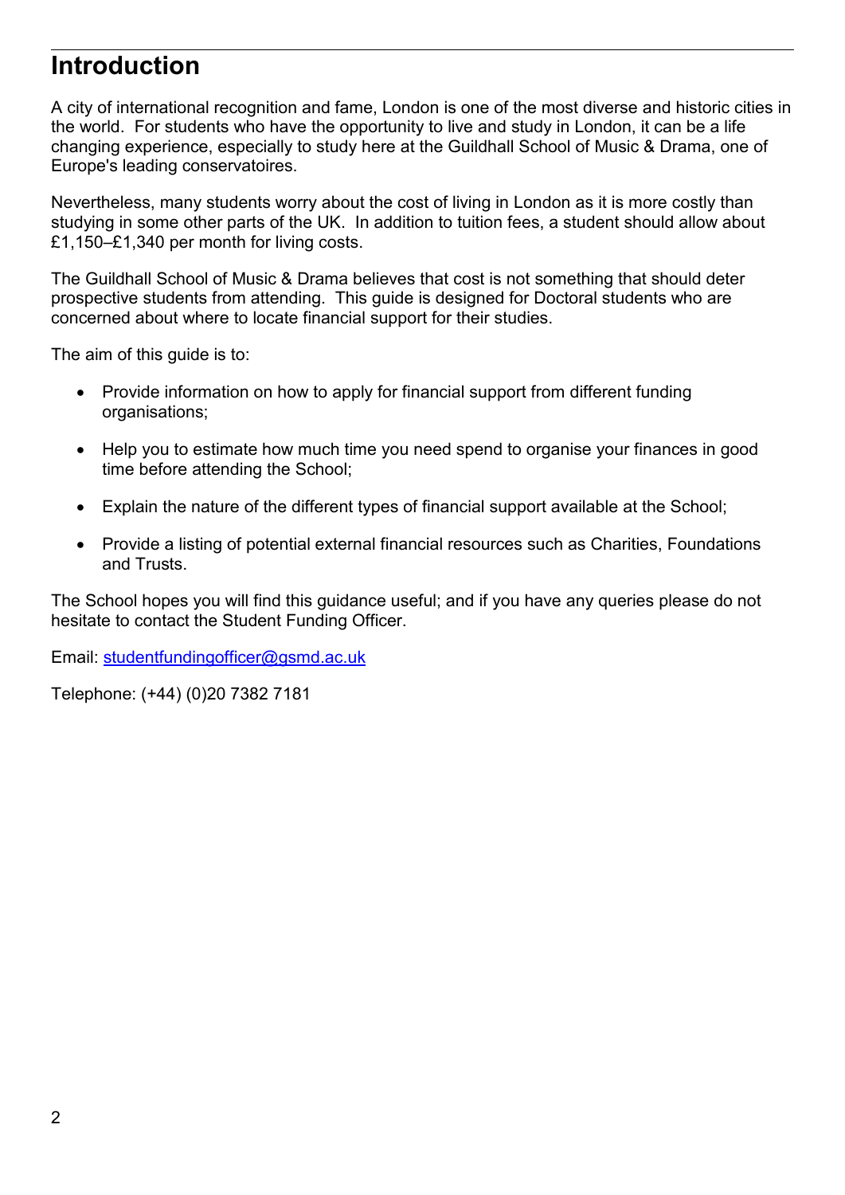# Introduction

A city of international recognition and fame, London is one of the most diverse and historic cities in the world. For students who have the opportunity to live and study in London, it can be a life changing experience, especially to study here at the Guildhall School of Music & Drama, one of Europe's leading conservatoires.

Nevertheless, many students worry about the cost of living in London as it is more costly than studying in some other parts of the UK. In addition to tuition fees, a student should allow about £1,150–£1,340 per month for living costs.

The Guildhall School of Music & Drama believes that cost is not something that should deter prospective students from attending. This guide is designed for Doctoral students who are concerned about where to locate financial support for their studies.

The aim of this guide is to:

- Provide information on how to apply for financial support from different funding organisations;
- Help you to estimate how much time you need spend to organise your finances in good time before attending the School;
- Explain the nature of the different types of financial support available at the School;
- Provide a listing of potential external financial resources such as Charities, Foundations and Trusts.

The School hopes you will find this guidance useful; and if you have any queries please do not hesitate to contact the Student Funding Officer.

Email: studentfundingofficer@gsmd.ac.uk

Telephone: (+44) (0)20 7382 7181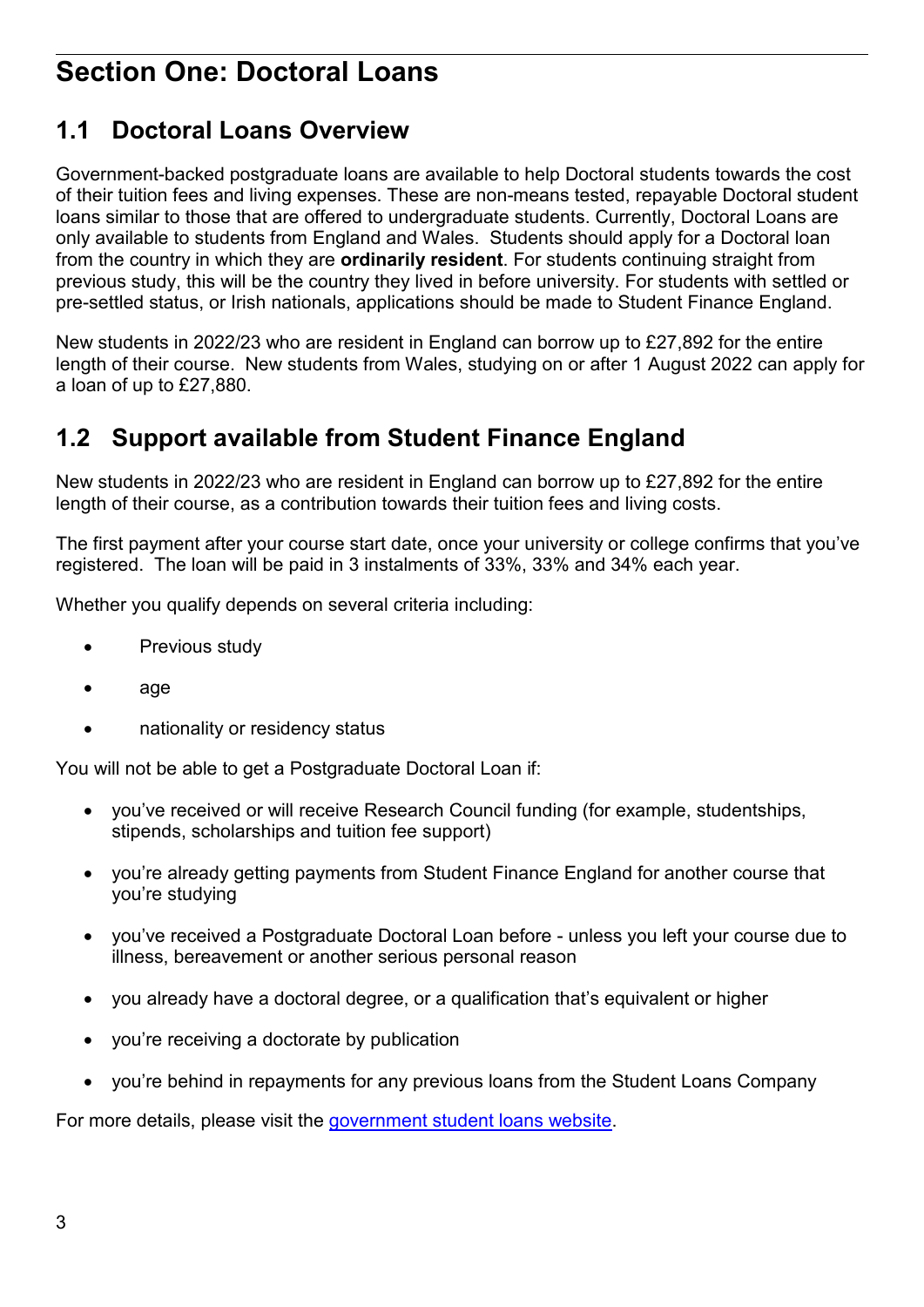# Section One: Doctoral Loans

## 1.1 Doctoral Loans Overview

Government-backed postgraduate loans are available to help Doctoral students towards the cost of their tuition fees and living expenses. These are non-means tested, repayable Doctoral student loans similar to those that are offered to undergraduate students. Currently, Doctoral Loans are only available to students from England and Wales. Students should apply for a Doctoral loan from the country in which they are **ordinarily resident**. For students continuing straight from previous study, this will be the country they lived in before university. For students with settled or pre-settled status, or Irish nationals, applications should be made to Student Finance England.

New students in 2022/23 who are resident in England can borrow up to £27,892 for the entire length of their course. New students from Wales, studying on or after 1 August 2022 can apply for a loan of up to £27,880.

## 1.2 Support available from Student Finance England

New students in 2022/23 who are resident in England can borrow up to £27,892 for the entire length of their course, as a contribution towards their tuition fees and living costs.

The first payment after your course start date, once your university or college confirms that you've registered. The loan will be paid in 3 instalments of 33%, 33% and 34% each year.

Whether you qualify depends on several criteria including:

- Previous study
- age
- nationality or residency status

You will not be able to get a Postgraduate Doctoral Loan if:

- you've received or will receive Research Council funding (for example, studentships, stipends, scholarships and tuition fee support)
- you're already getting payments from Student Finance England for another course that you're studying
- you've received a Postgraduate Doctoral Loan before - unless you left your course due to illness, bereavement or another serious personal reason
- you already have a doctoral degree, or a qualification that's equivalent or higher
- you're receiving a doctorate by publication
- you're behind in repayments for any previous loans from the Student Loans Company

For more details, please visit the government student loans website.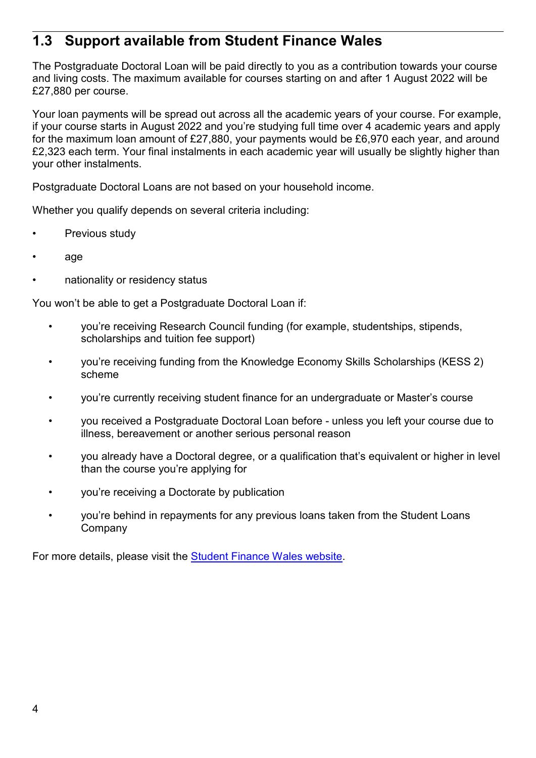## 1.3 Support available from Student Finance Wales

The Postgraduate Doctoral Loan will be paid directly to you as a contribution towards your course and living costs. The maximum available for courses starting on and after 1 August 2022 will be £27,880 per course.

Your loan payments will be spread out across all the academic years of your course. For example, if your course starts in August 2022 and you're studying full time over 4 academic years and apply for the maximum loan amount of £27,880, your payments would be £6,970 each year, and around £2,323 each term. Your final instalments in each academic year will usually be slightly higher than your other instalments.

Postgraduate Doctoral Loans are not based on your household income.

Whether you qualify depends on several criteria including:

- Previous study
- age
- nationality or residency status

You won't be able to get a Postgraduate Doctoral Loan if:

- you're receiving Research Council funding (for example, studentships, stipends, scholarships and tuition fee support)
- you're receiving funding from the Knowledge Economy Skills Scholarships (KESS 2) scheme
- you're currently receiving student finance for an undergraduate or Master's course
- you received a Postgraduate Doctoral Loan before - unless you left your course due to illness, bereavement or another serious personal reason
- you already have a Doctoral degree, or a qualification that's equivalent or higher in level than the course you're applying for
- you're receiving a Doctorate by publication
- you're behind in repayments for any previous loans taken from the Student Loans Company

For more details, please visit the Student Finance Wales website.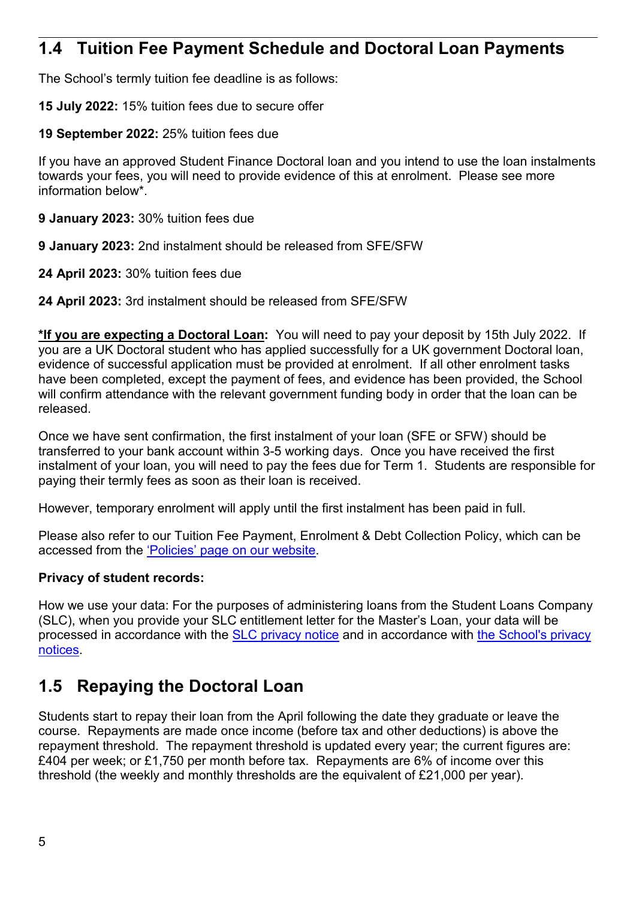## 1.4 Tuition Fee Payment Schedule and Doctoral Loan Payments

The School's termly tuition fee deadline is as follows:

**15 July 2022:** 15% tuition fees due to secure offer

**19 September 2022:** 25% tuition fees due

If you have an approved Student Finance Doctoral loan and you intend to use the loan instalments towards your fees, you will need to provide evidence of this at enrolment. Please see more information below*.

**9 January 2023:** 30% tuition fees due

**9 January 2023:** 2nd instalment should be released from SFE/SFW

**24 April 2023:** 30% tuition fees due

**24 April 2023:** 3rd instalment should be released from SFE/SFW

**\*If you are expecting a Doctoral Loan:** You will need to pay your deposit by 15th July 2022. If you are a UK Doctoral student who has applied successfully for a UK government Doctoral loan, evidence of successful application must be provided at enrolment. If all other enrolment tasks have been completed, except the payment of fees, and evidence has been provided, the School will confirm attendance with the relevant government funding body in order that the loan can be released.

Once we have sent confirmation, the first instalment of your loan (SFE or SFW) should be transferred to your bank account within 3-5 working days. Once you have received the first instalment of your loan, you will need to pay the fees due for Term 1. Students are responsible for paying their termly fees as soon as their loan is received.

However, temporary enrolment will apply until the first instalment has been paid in full.

Please also refer to our Tuition Fee Payment, Enrolment & Debt Collection Policy, which can be accessed from the 'Policies' page on our website.

**Privacy of student records:**

How we use your data: For the purposes of administering loans from the Student Loans Company (SLC), when you provide your SLC entitlement letter for the Master's Loan, your data will be processed in accordance with the SLC privacy notice and in accordance with the School's privacy notices.

## 1.5 Repaying the Doctoral Loan

Students start to repay their loan from the April following the date they graduate or leave the course. Repayments are made once income (before tax and other deductions) is above the repayment threshold. The repayment threshold is updated every year; the current figures are: £404 per week; or £1,750 per month before tax. Repayments are 6% of income over this threshold (the weekly and monthly thresholds are the equivalent of £21,000 per year).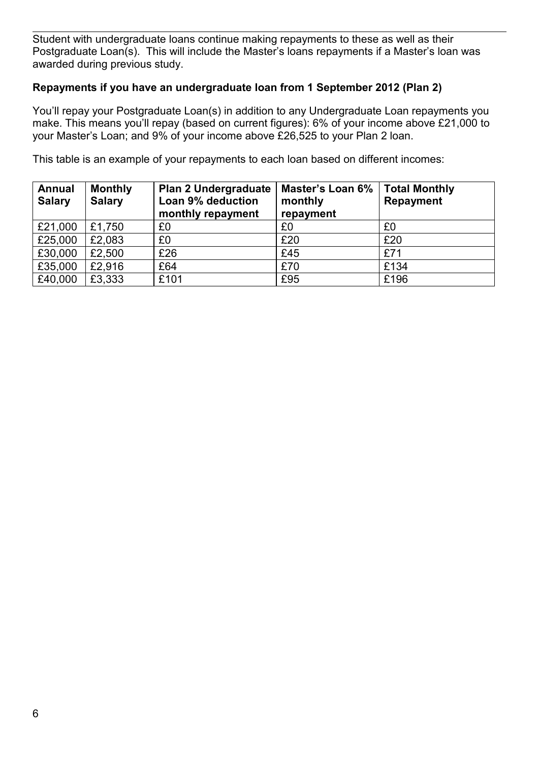Student with undergraduate loans continue making repayments to these as well as their Postgraduate Loan(s). This will include the Master's loans repayments if a Master's loan was awarded during previous study.

**Repayments if you have an undergraduate loan from 1 September 2012 (Plan 2)**

You'll repay your Postgraduate Loan(s) in addition to any Undergraduate Loan repayments you make. This means you'll repay (based on current figures): 6% of your income above £21,000 to your Master's Loan; and 9% of your income above £26,525 to your Plan 2 loan.

This table is an example of your repayments to each loan based on different incomes:

| Annual Salary | Monthly Salary | Plan 2 Undergraduate Loan 9% deduction monthly repayment | Master's Loan 6% monthly repayment | Total Monthly Repayment |
|---|---|---|---|---|
| £21,000 | £1,750 | £0 | £0 | £0 |
| £25,000 | £2,083 | £0 | £20 | £20 |
| £30,000 | £2,500 | £26 | £45 | £71 |
| £35,000 | £2,916 | £64 | £70 | £134 |
| £40,000 | £3,333 | £101 | £95 | £196 |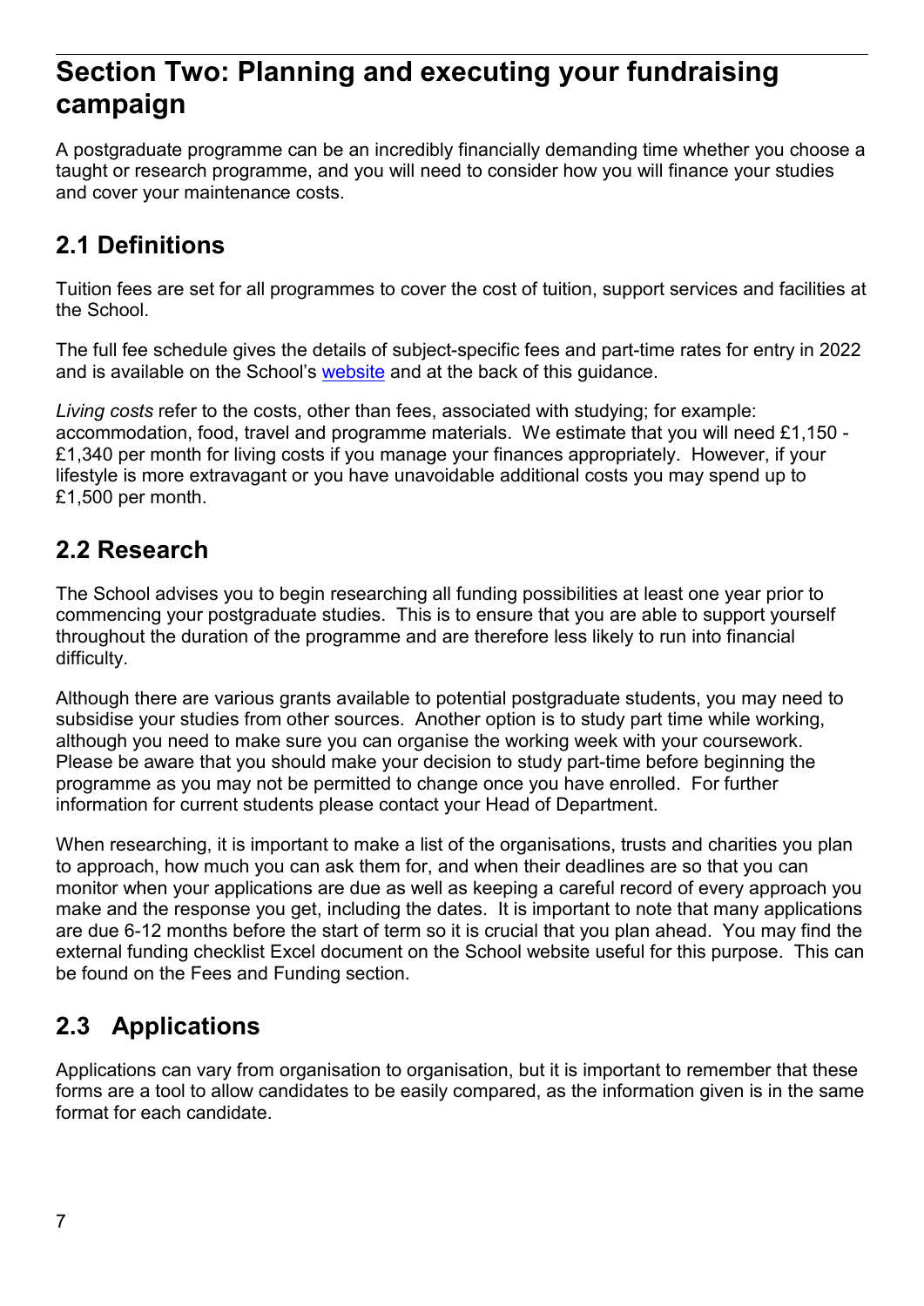# Section Two: Planning and executing your fundraising campaign

A postgraduate programme can be an incredibly financially demanding time whether you choose a taught or research programme, and you will need to consider how you will finance your studies and cover your maintenance costs.

## 2.1 Definitions

Tuition fees are set for all programmes to cover the cost of tuition, support services and facilities at the School.

The full fee schedule gives the details of subject-specific fees and part-time rates for entry in 2022 and is available on the School's website and at the back of this guidance.

*Living costs* refer to the costs, other than fees, associated with studying; for example: accommodation, food, travel and programme materials. We estimate that you will need £1,150 - £1,340 per month for living costs if you manage your finances appropriately. However, if your lifestyle is more extravagant or you have unavoidable additional costs you may spend up to £1,500 per month.

## 2.2 Research

The School advises you to begin researching all funding possibilities at least one year prior to commencing your postgraduate studies. This is to ensure that you are able to support yourself throughout the duration of the programme and are therefore less likely to run into financial difficulty.

Although there are various grants available to potential postgraduate students, you may need to subsidise your studies from other sources. Another option is to study part time while working, although you need to make sure you can organise the working week with your coursework. Please be aware that you should make your decision to study part-time before beginning the programme as you may not be permitted to change once you have enrolled. For further information for current students please contact your Head of Department.

When researching, it is important to make a list of the organisations, trusts and charities you plan to approach, how much you can ask them for, and when their deadlines are so that you can monitor when your applications are due as well as keeping a careful record of every approach you make and the response you get, including the dates. It is important to note that many applications are due 6-12 months before the start of term so it is crucial that you plan ahead. You may find the external funding checklist Excel document on the School website useful for this purpose. This can be found on the Fees and Funding section.

## 2.3 Applications

Applications can vary from organisation to organisation, but it is important to remember that these forms are a tool to allow candidates to be easily compared, as the information given is in the same format for each candidate.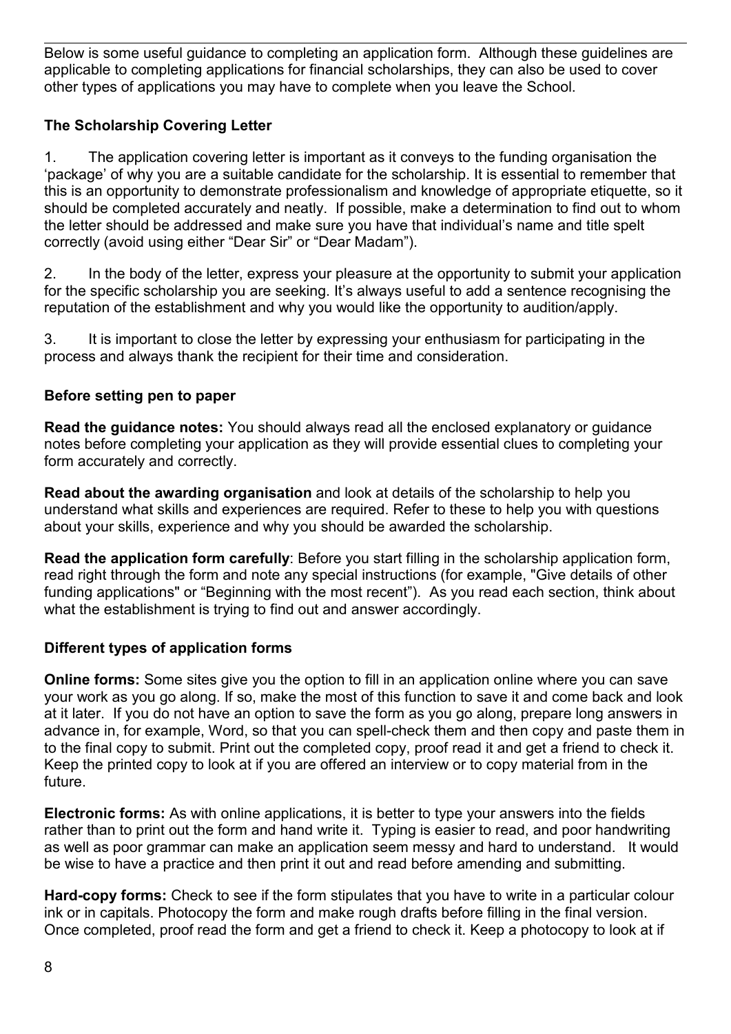Below is some useful guidance to completing an application form. Although these guidelines are applicable to completing applications for financial scholarships, they can also be used to cover other types of applications you may have to complete when you leave the School.

### The Scholarship Covering Letter

1. The application covering letter is important as it conveys to the funding organisation the 'package' of why you are a suitable candidate for the scholarship. It is essential to remember that this is an opportunity to demonstrate professionalism and knowledge of appropriate etiquette, so it should be completed accurately and neatly. If possible, make a determination to find out to whom the letter should be addressed and make sure you have that individual's name and title spelt correctly (avoid using either "Dear Sir" or "Dear Madam").

2. In the body of the letter, express your pleasure at the opportunity to submit your application for the specific scholarship you are seeking. It's always useful to add a sentence recognising the reputation of the establishment and why you would like the opportunity to audition/apply.

3. It is important to close the letter by expressing your enthusiasm for participating in the process and always thank the recipient for their time and consideration.

### Before setting pen to paper

**Read the guidance notes:** You should always read all the enclosed explanatory or guidance notes before completing your application as they will provide essential clues to completing your form accurately and correctly.

**Read about the awarding organisation** and look at details of the scholarship to help you understand what skills and experiences are required. Refer to these to help you with questions about your skills, experience and why you should be awarded the scholarship.

**Read the application form carefully**: Before you start filling in the scholarship application form, read right through the form and note any special instructions (for example, "Give details of other funding applications" or "Beginning with the most recent"). As you read each section, think about what the establishment is trying to find out and answer accordingly.

### Different types of application forms

**Online forms:** Some sites give you the option to fill in an application online where you can save your work as you go along. If so, make the most of this function to save it and come back and look at it later. If you do not have an option to save the form as you go along, prepare long answers in advance in, for example, Word, so that you can spell-check them and then copy and paste them in to the final copy to submit. Print out the completed copy, proof read it and get a friend to check it. Keep the printed copy to look at if you are offered an interview or to copy material from in the future.

**Electronic forms:** As with online applications, it is better to type your answers into the fields rather than to print out the form and hand write it. Typing is easier to read, and poor handwriting as well as poor grammar can make an application seem messy and hard to understand. It would be wise to have a practice and then print it out and read before amending and submitting.

**Hard-copy forms:** Check to see if the form stipulates that you have to write in a particular colour ink or in capitals. Photocopy the form and make rough drafts before filling in the final version. Once completed, proof read the form and get a friend to check it. Keep a photocopy to look at if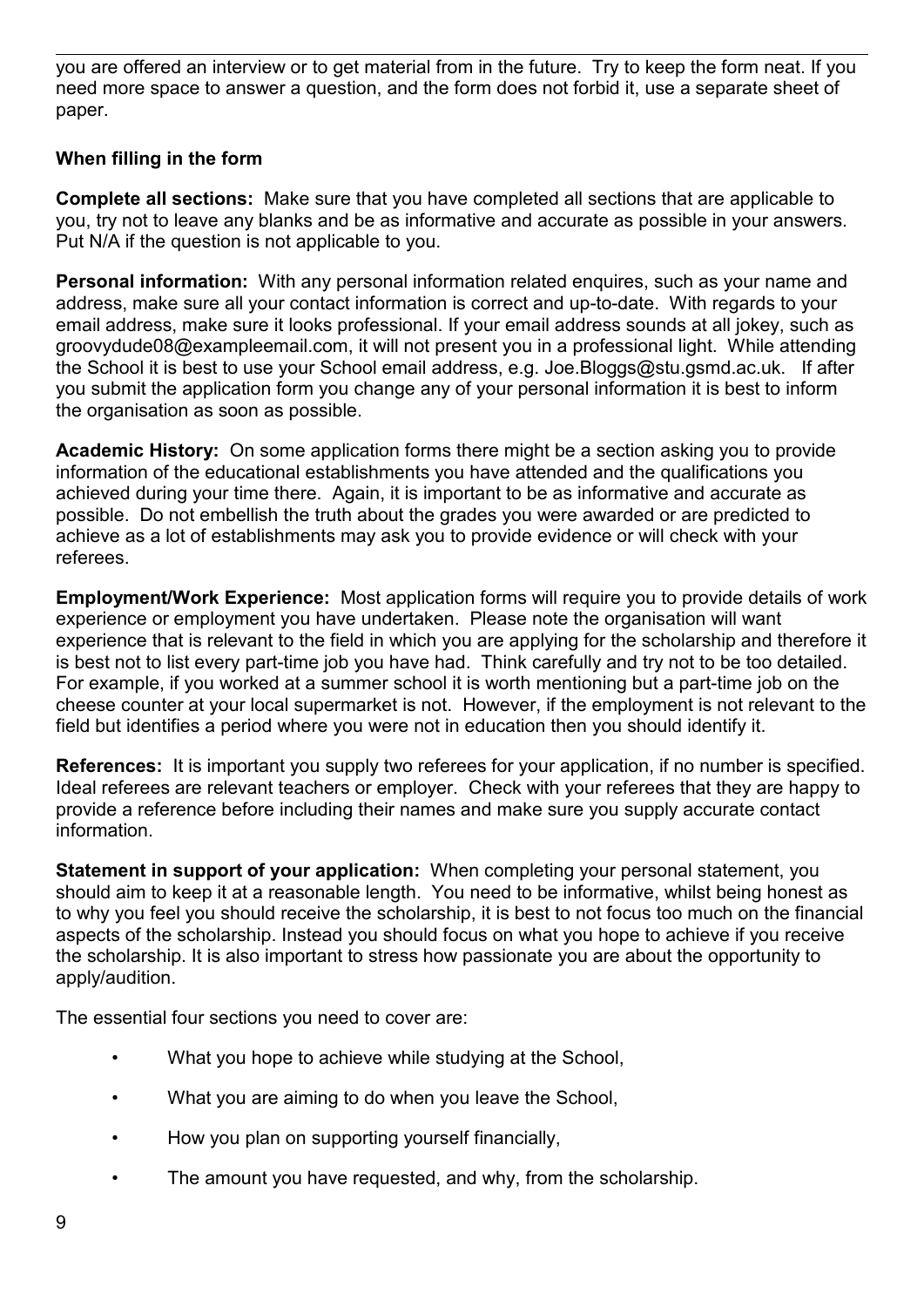you are offered an interview or to get material from in the future. Try to keep the form neat. If you need more space to answer a question, and the form does not forbid it, use a separate sheet of paper.

**When filling in the form**

**Complete all sections:** Make sure that you have completed all sections that are applicable to you, try not to leave any blanks and be as informative and accurate as possible in your answers. Put N/A if the question is not applicable to you.

**Personal information:** With any personal information related enquires, such as your name and address, make sure all your contact information is correct and up-to-date. With regards to your email address, make sure it looks professional. If your email address sounds at all jokey, such as groovydude08@exampleemail.com, it will not present you in a professional light. While attending the School it is best to use your School email address, e.g. Joe.Bloggs@stu.gsmd.ac.uk. If after you submit the application form you change any of your personal information it is best to inform the organisation as soon as possible.

**Academic History:** On some application forms there might be a section asking you to provide information of the educational establishments you have attended and the qualifications you achieved during your time there. Again, it is important to be as informative and accurate as possible. Do not embellish the truth about the grades you were awarded or are predicted to achieve as a lot of establishments may ask you to provide evidence or will check with your referees.

**Employment/Work Experience:** Most application forms will require you to provide details of work experience or employment you have undertaken. Please note the organisation will want experience that is relevant to the field in which you are applying for the scholarship and therefore it is best not to list every part-time job you have had. Think carefully and try not to be too detailed. For example, if you worked at a summer school it is worth mentioning but a part-time job on the cheese counter at your local supermarket is not. However, if the employment is not relevant to the field but identifies a period where you were not in education then you should identify it.

**References:** It is important you supply two referees for your application, if no number is specified. Ideal referees are relevant teachers or employer. Check with your referees that they are happy to provide a reference before including their names and make sure you supply accurate contact information.

**Statement in support of your application:** When completing your personal statement, you should aim to keep it at a reasonable length. You need to be informative, whilst being honest as to why you feel you should receive the scholarship, it is best to not focus too much on the financial aspects of the scholarship. Instead you should focus on what you hope to achieve if you receive the scholarship. It is also important to stress how passionate you are about the opportunity to apply/audition.

The essential four sections you need to cover are:

- What you hope to achieve while studying at the School,
- What you are aiming to do when you leave the School,
- How you plan on supporting yourself financially,
- The amount you have requested, and why, from the scholarship.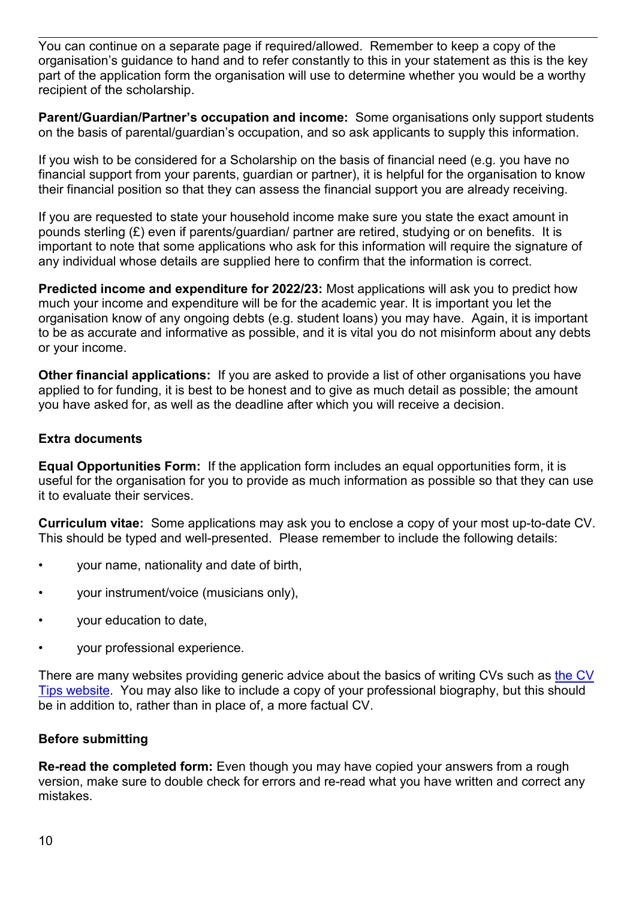You can continue on a separate page if required/allowed. Remember to keep a copy of the organisation's guidance to hand and to refer constantly to this in your statement as this is the key part of the application form the organisation will use to determine whether you would be a worthy recipient of the scholarship.

**Parent/Guardian/Partner's occupation and income:** Some organisations only support students on the basis of parental/guardian's occupation, and so ask applicants to supply this information.

If you wish to be considered for a Scholarship on the basis of financial need (e.g. you have no financial support from your parents, guardian or partner), it is helpful for the organisation to know their financial position so that they can assess the financial support you are already receiving.

If you are requested to state your household income make sure you state the exact amount in pounds sterling (£) even if parents/guardian/ partner are retired, studying or on benefits. It is important to note that some applications who ask for this information will require the signature of any individual whose details are supplied here to confirm that the information is correct.

**Predicted income and expenditure for 2022/23:** Most applications will ask you to predict how much your income and expenditure will be for the academic year. It is important you let the organisation know of any ongoing debts (e.g. student loans) you may have. Again, it is important to be as accurate and informative as possible, and it is vital you do not misinform about any debts or your income.

**Other financial applications:** If you are asked to provide a list of other organisations you have applied to for funding, it is best to be honest and to give as much detail as possible; the amount you have asked for, as well as the deadline after which you will receive a decision.

### Extra documents

**Equal Opportunities Form:** If the application form includes an equal opportunities form, it is useful for the organisation for you to provide as much information as possible so that they can use it to evaluate their services.

**Curriculum vitae:** Some applications may ask you to enclose a copy of your most up-to-date CV. This should be typed and well-presented. Please remember to include the following details:

- your name, nationality and date of birth,
- your instrument/voice (musicians only),
- your education to date,
- your professional experience.

There are many websites providing generic advice about the basics of writing CVs such as the CV Tips website. You may also like to include a copy of your professional biography, but this should be in addition to, rather than in place of, a more factual CV.

### Before submitting

**Re-read the completed form:** Even though you may have copied your answers from a rough version, make sure to double check for errors and re-read what you have written and correct any mistakes.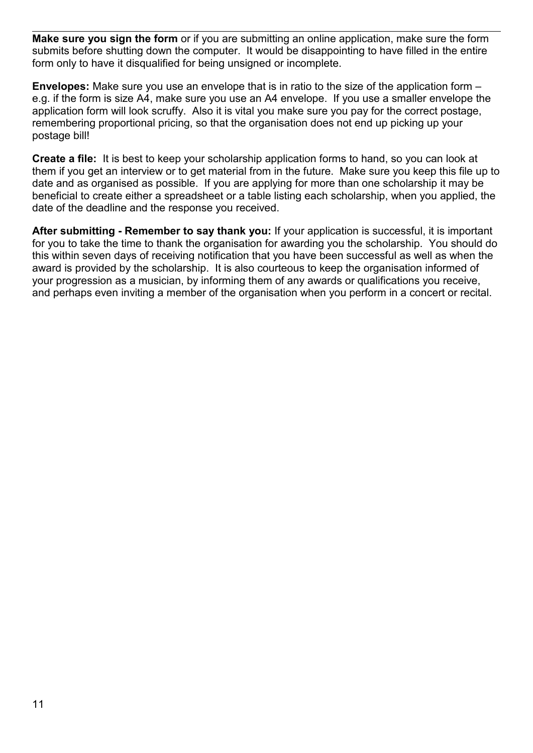**Make sure you sign the form** or if you are submitting an online application, make sure the form submits before shutting down the computer.  It would be disappointing to have filled in the entire form only to have it disqualified for being unsigned or incomplete.

**Envelopes:** Make sure you use an envelope that is in ratio to the size of the application form – e.g. if the form is size A4, make sure you use an A4 envelope.  If you use a smaller envelope the application form will look scruffy.  Also it is vital you make sure you pay for the correct postage, remembering proportional pricing, so that the organisation does not end up picking up your postage bill!

**Create a file:**  It is best to keep your scholarship application forms to hand, so you can look at them if you get an interview or to get material from in the future.  Make sure you keep this file up to date and as organised as possible.  If you are applying for more than one scholarship it may be beneficial to create either a spreadsheet or a table listing each scholarship, when you applied, the date of the deadline and the response you received.

**After submitting - Remember to say thank you:** If your application is successful, it is important for you to take the time to thank the organisation for awarding you the scholarship.  You should do this within seven days of receiving notification that you have been successful as well as when the award is provided by the scholarship.  It is also courteous to keep the organisation informed of your progression as a musician, by informing them of any awards or qualifications you receive, and perhaps even inviting a member of the organisation when you perform in a concert or recital.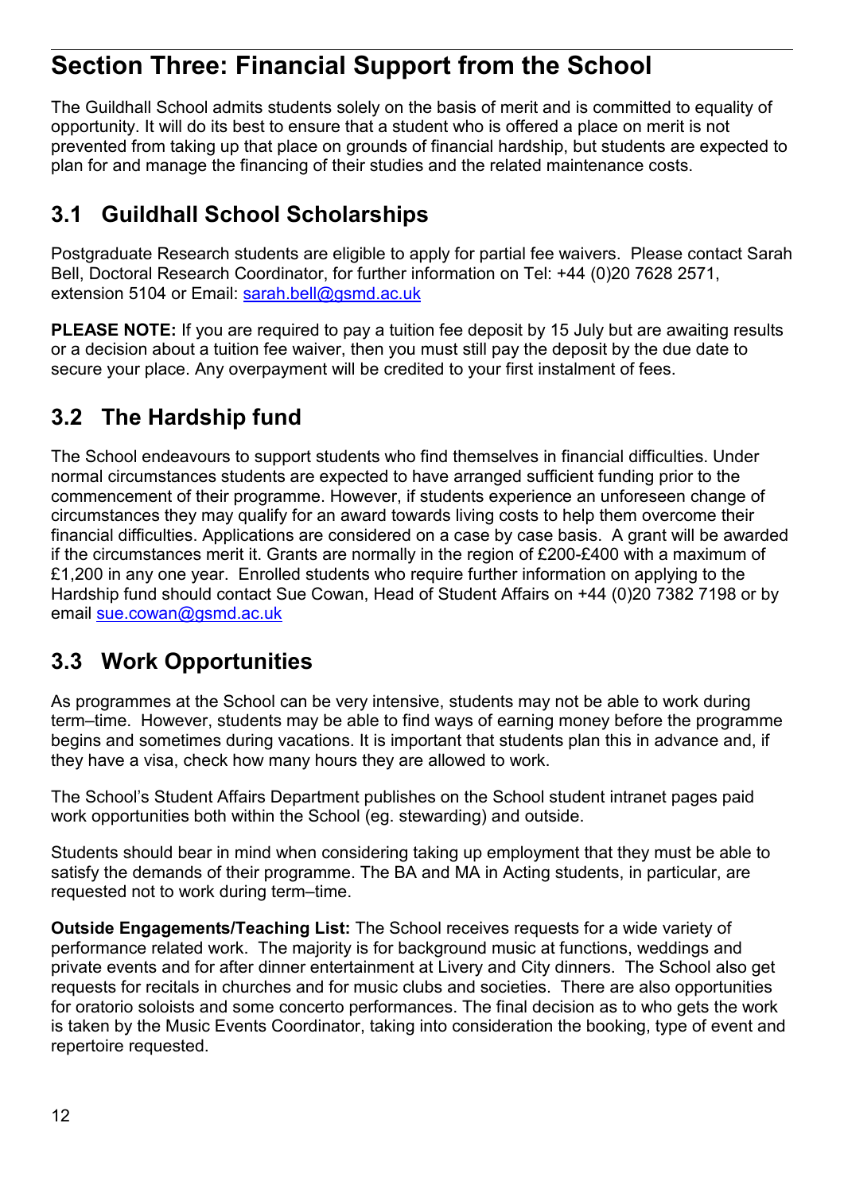# Section Three: Financial Support from the School

The Guildhall School admits students solely on the basis of merit and is committed to equality of opportunity. It will do its best to ensure that a student who is offered a place on merit is not prevented from taking up that place on grounds of financial hardship, but students are expected to plan for and manage the financing of their studies and the related maintenance costs.

## 3.1 Guildhall School Scholarships

Postgraduate Research students are eligible to apply for partial fee waivers. Please contact Sarah Bell, Doctoral Research Coordinator, for further information on Tel: +44 (0)20 7628 2571, extension 5104 or Email: sarah.bell@gsmd.ac.uk

**PLEASE NOTE:** If you are required to pay a tuition fee deposit by 15 July but are awaiting results or a decision about a tuition fee waiver, then you must still pay the deposit by the due date to secure your place. Any overpayment will be credited to your first instalment of fees.

## 3.2 The Hardship fund

The School endeavours to support students who find themselves in financial difficulties. Under normal circumstances students are expected to have arranged sufficient funding prior to the commencement of their programme. However, if students experience an unforeseen change of circumstances they may qualify for an award towards living costs to help them overcome their financial difficulties. Applications are considered on a case by case basis. A grant will be awarded if the circumstances merit it. Grants are normally in the region of £200-£400 with a maximum of £1,200 in any one year. Enrolled students who require further information on applying to the Hardship fund should contact Sue Cowan, Head of Student Affairs on +44 (0)20 7382 7198 or by email sue.cowan@gsmd.ac.uk

## 3.3 Work Opportunities

As programmes at the School can be very intensive, students may not be able to work during term–time. However, students may be able to find ways of earning money before the programme begins and sometimes during vacations. It is important that students plan this in advance and, if they have a visa, check how many hours they are allowed to work.

The School's Student Affairs Department publishes on the School student intranet pages paid work opportunities both within the School (eg. stewarding) and outside.

Students should bear in mind when considering taking up employment that they must be able to satisfy the demands of their programme. The BA and MA in Acting students, in particular, are requested not to work during term–time.

**Outside Engagements/Teaching List:** The School receives requests for a wide variety of performance related work. The majority is for background music at functions, weddings and private events and for after dinner entertainment at Livery and City dinners. The School also get requests for recitals in churches and for music clubs and societies. There are also opportunities for oratorio soloists and some concerto performances. The final decision as to who gets the work is taken by the Music Events Coordinator, taking into consideration the booking, type of event and repertoire requested.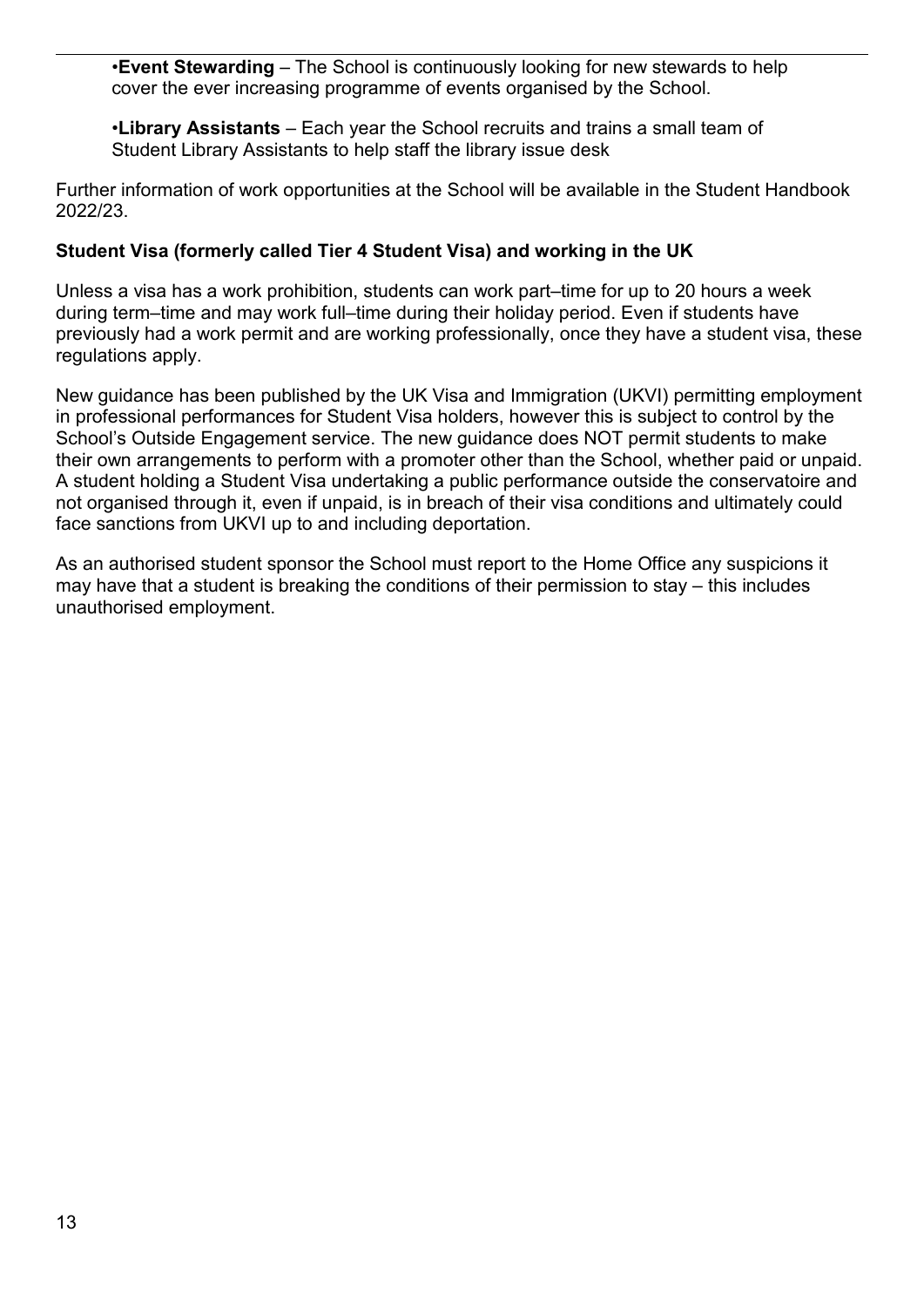- **Event Stewarding** – The School is continuously looking for new stewards to help cover the ever increasing programme of events organised by the School.
- **Library Assistants** – Each year the School recruits and trains a small team of Student Library Assistants to help staff the library issue desk

Further information of work opportunities at the School will be available in the Student Handbook 2022/23.

**Student Visa (formerly called Tier 4 Student Visa) and working in the UK**

Unless a visa has a work prohibition, students can work part–time for up to 20 hours a week during term–time and may work full–time during their holiday period. Even if students have previously had a work permit and are working professionally, once they have a student visa, these regulations apply.

New guidance has been published by the UK Visa and Immigration (UKVI) permitting employment in professional performances for Student Visa holders, however this is subject to control by the School's Outside Engagement service. The new guidance does NOT permit students to make their own arrangements to perform with a promoter other than the School, whether paid or unpaid. A student holding a Student Visa undertaking a public performance outside the conservatoire and not organised through it, even if unpaid, is in breach of their visa conditions and ultimately could face sanctions from UKVI up to and including deportation.

As an authorised student sponsor the School must report to the Home Office any suspicions it may have that a student is breaking the conditions of their permission to stay – this includes unauthorised employment.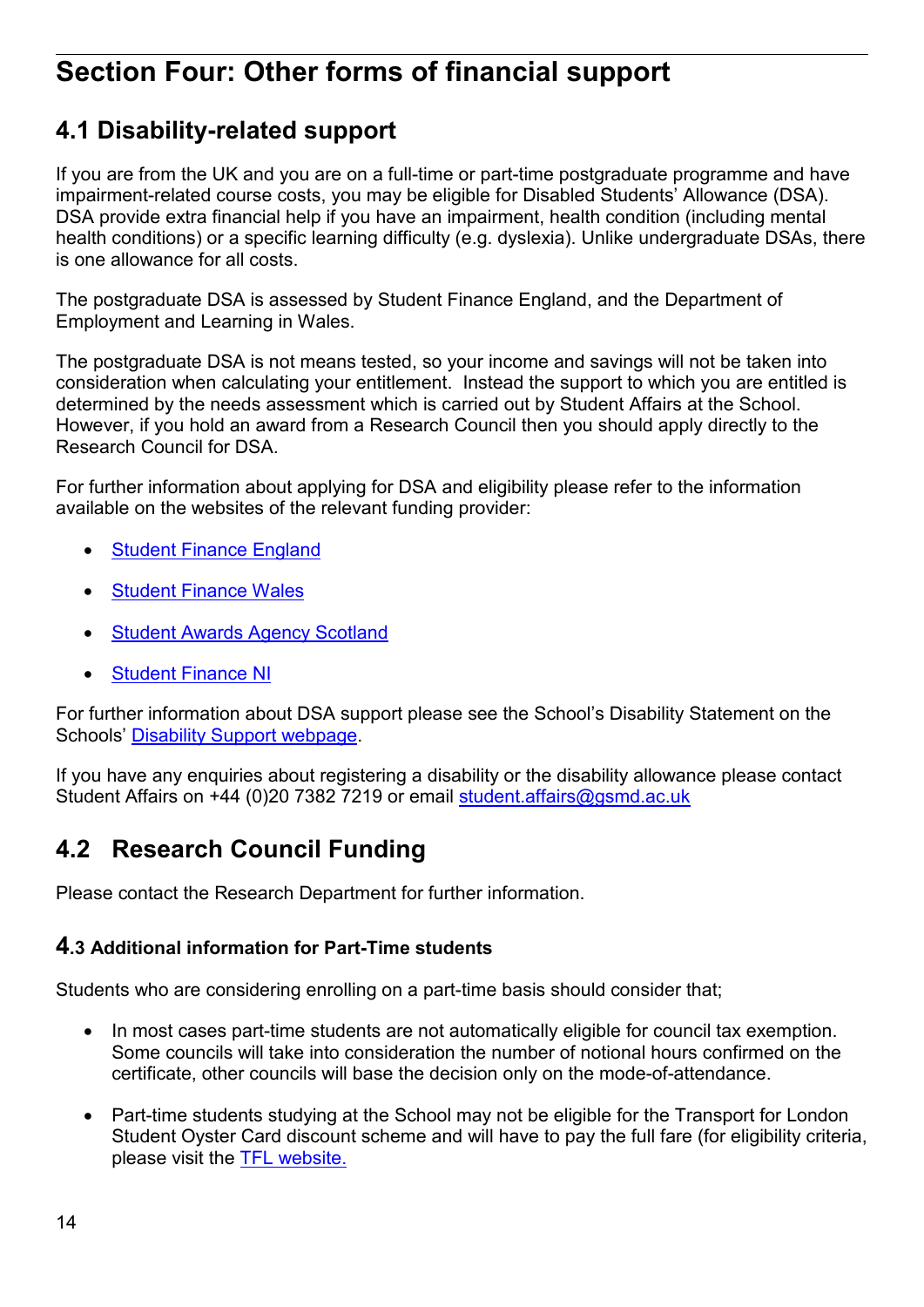# Section Four: Other forms of financial support

## 4.1 Disability-related support

If you are from the UK and you are on a full-time or part-time postgraduate programme and have impairment-related course costs, you may be eligible for Disabled Students' Allowance (DSA). DSA provide extra financial help if you have an impairment, health condition (including mental health conditions) or a specific learning difficulty (e.g. dyslexia). Unlike undergraduate DSAs, there is one allowance for all costs.

The postgraduate DSA is assessed by Student Finance England, and the Department of Employment and Learning in Wales.

The postgraduate DSA is not means tested, so your income and savings will not be taken into consideration when calculating your entitlement. Instead the support to which you are entitled is determined by the needs assessment which is carried out by Student Affairs at the School. However, if you hold an award from a Research Council then you should apply directly to the Research Council for DSA.

For further information about applying for DSA and eligibility please refer to the information available on the websites of the relevant funding provider:

- Student Finance England
- Student Finance Wales
- Student Awards Agency Scotland
- Student Finance NI

For further information about DSA support please see the School's Disability Statement on the Schools' Disability Support webpage.

If you have any enquiries about registering a disability or the disability allowance please contact Student Affairs on +44 (0)20 7382 7219 or email student.affairs@gsmd.ac.uk

## 4.2 Research Council Funding

Please contact the Research Department for further information.

### 4.3 Additional information for Part-Time students

Students who are considering enrolling on a part-time basis should consider that;

- In most cases part-time students are not automatically eligible for council tax exemption. Some councils will take into consideration the number of notional hours confirmed on the certificate, other councils will base the decision only on the mode-of-attendance.
- Part-time students studying at the School may not be eligible for the Transport for London Student Oyster Card discount scheme and will have to pay the full fare (for eligibility criteria, please visit the TFL website.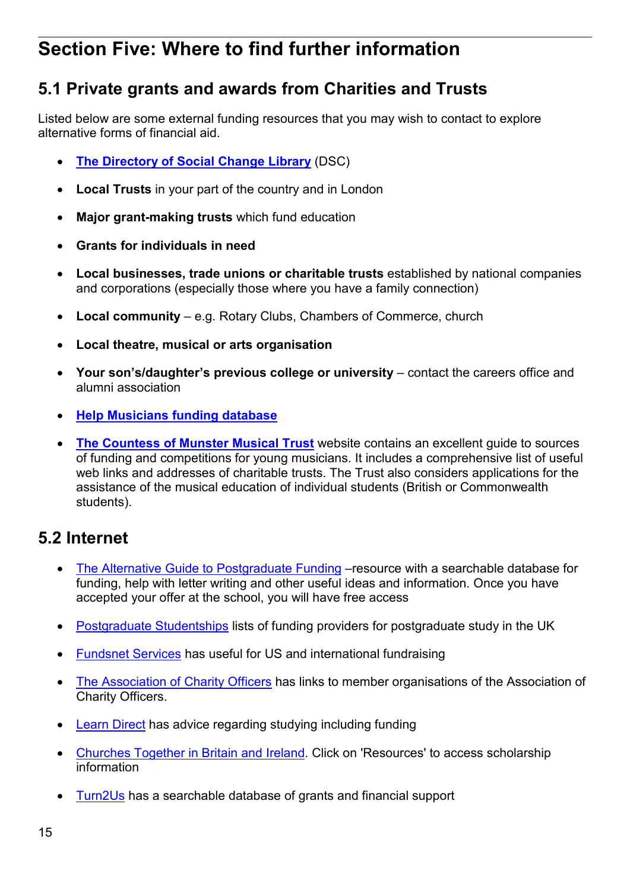# Section Five: Where to find further information

## 5.1 Private grants and awards from Charities and Trusts

Listed below are some external funding resources that you may wish to contact to explore alternative forms of financial aid.

- **The Directory of Social Change Library** (DSC)
- **Local Trusts** in your part of the country and in London
- **Major grant-making trusts** which fund education
- **Grants for individuals in need**
- **Local businesses, trade unions or charitable trusts** established by national companies and corporations (especially those where you have a family connection)
- **Local community** – e.g. Rotary Clubs, Chambers of Commerce, church
- **Local theatre, musical or arts organisation**
- **Your son's/daughter's previous college or university** – contact the careers office and alumni association
- **Help Musicians funding database**
- **The Countess of Munster Musical Trust** website contains an excellent guide to sources of funding and competitions for young musicians. It includes a comprehensive list of useful web links and addresses of charitable trusts. The Trust also considers applications for the assistance of the musical education of individual students (British or Commonwealth students).

## 5.2 Internet

- The Alternative Guide to Postgraduate Funding –resource with a searchable database for funding, help with letter writing and other useful ideas and information. Once you have accepted your offer at the school, you will have free access
- Postgraduate Studentships lists of funding providers for postgraduate study in the UK
- Fundsnet Services has useful for US and international fundraising
- The Association of Charity Officers has links to member organisations of the Association of Charity Officers.
- Learn Direct has advice regarding studying including funding
- Churches Together in Britain and Ireland. Click on 'Resources' to access scholarship information
- Turn2Us has a searchable database of grants and financial support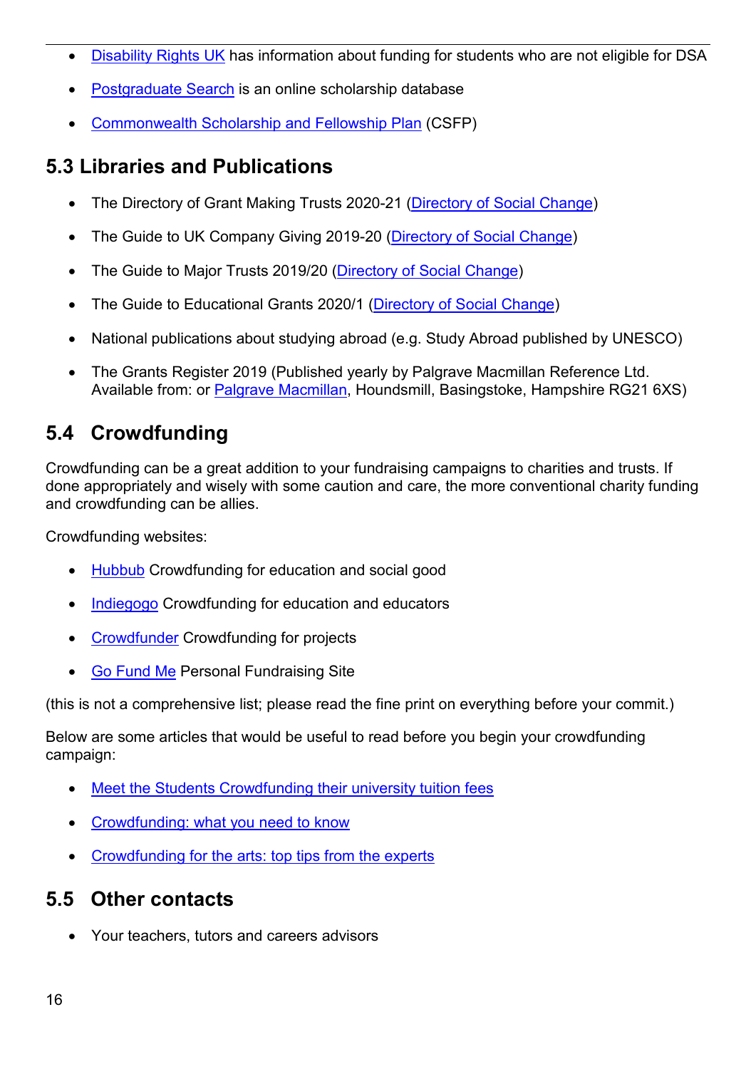- Disability Rights UK has information about funding for students who are not eligible for DSA
- Postgraduate Search is an online scholarship database
- Commonwealth Scholarship and Fellowship Plan (CSFP)

## 5.3 Libraries and Publications

- The Directory of Grant Making Trusts 2020-21 (Directory of Social Change)
- The Guide to UK Company Giving 2019-20 (Directory of Social Change)
- The Guide to Major Trusts 2019/20 (Directory of Social Change)
- The Guide to Educational Grants 2020/1 (Directory of Social Change)
- National publications about studying abroad (e.g. Study Abroad published by UNESCO)
- The Grants Register 2019 (Published yearly by Palgrave Macmillan Reference Ltd. Available from: or Palgrave Macmillan, Houndsmill, Basingstoke, Hampshire RG21 6XS)

## 5.4 Crowdfunding

Crowdfunding can be a great addition to your fundraising campaigns to charities and trusts. If done appropriately and wisely with some caution and care, the more conventional charity funding and crowdfunding can be allies.

Crowdfunding websites:

- Hubbub Crowdfunding for education and social good
- Indiegogo Crowdfunding for education and educators
- Crowdfunder Crowdfunding for projects
- Go Fund Me Personal Fundraising Site

(this is not a comprehensive list; please read the fine print on everything before your commit.)

Below are some articles that would be useful to read before you begin your crowdfunding campaign:

- Meet the Students Crowdfunding their university tuition fees
- Crowdfunding: what you need to know
- Crowdfunding for the arts: top tips from the experts

## 5.5 Other contacts

- Your teachers, tutors and careers advisors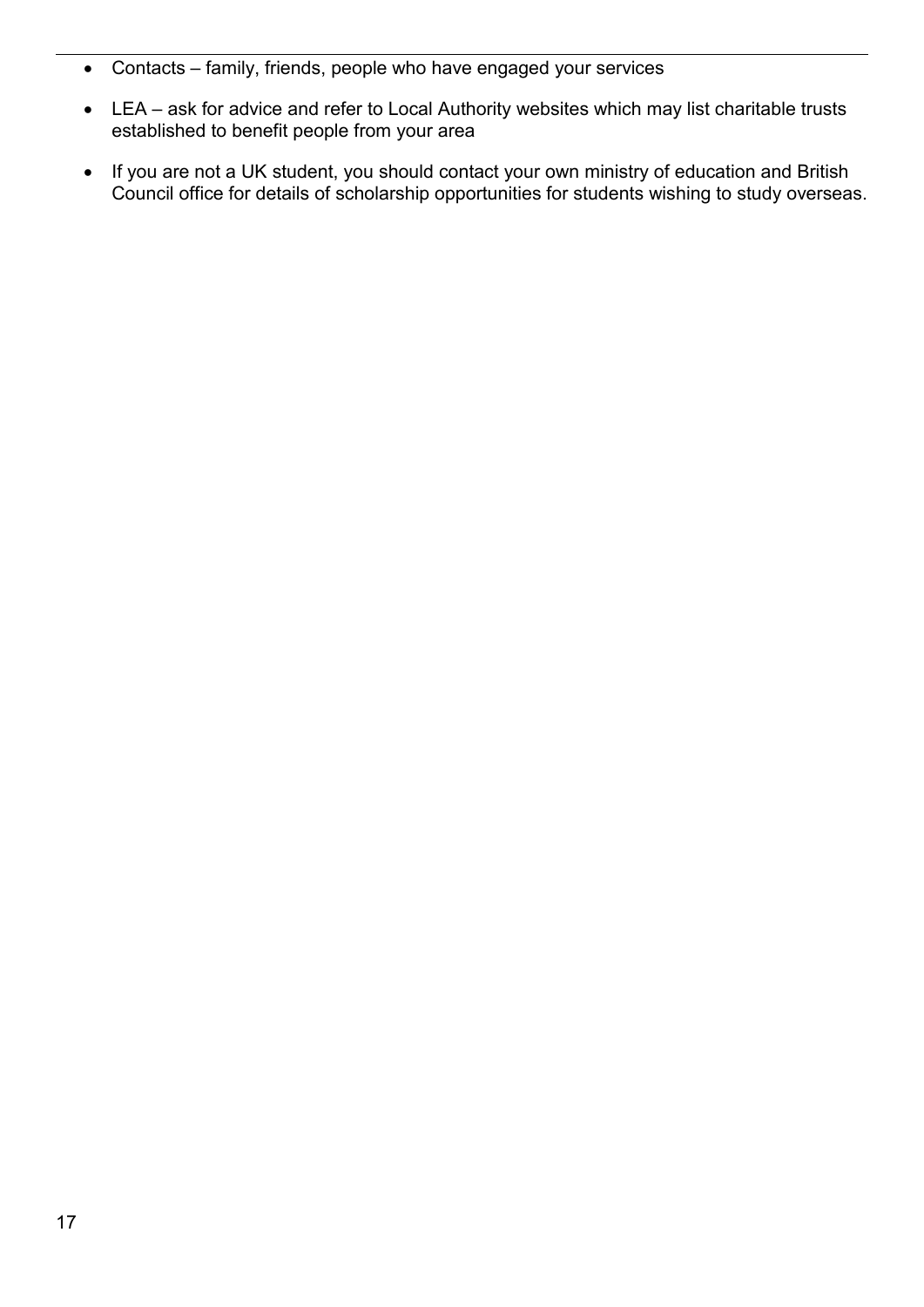- Contacts – family, friends, people who have engaged your services
- LEA – ask for advice and refer to Local Authority websites which may list charitable trusts established to benefit people from your area
- If you are not a UK student, you should contact your own ministry of education and British Council office for details of scholarship opportunities for students wishing to study overseas.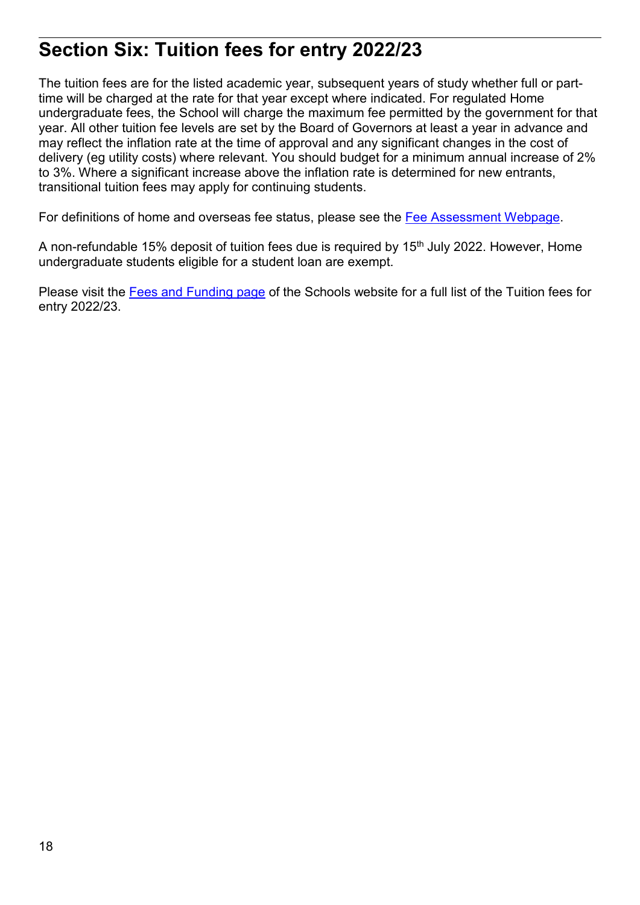## Section Six: Tuition fees for entry 2022/23

The tuition fees are for the listed academic year, subsequent years of study whether full or part-time will be charged at the rate for that year except where indicated. For regulated Home undergraduate fees, the School will charge the maximum fee permitted by the government for that year. All other tuition fee levels are set by the Board of Governors at least a year in advance and may reflect the inflation rate at the time of approval and any significant changes in the cost of delivery (eg utility costs) where relevant. You should budget for a minimum annual increase of 2% to 3%. Where a significant increase above the inflation rate is determined for new entrants, transitional tuition fees may apply for continuing students.

For definitions of home and overseas fee status, please see the Fee Assessment Webpage.

A non-refundable 15% deposit of tuition fees due is required by 15th July 2022. However, Home undergraduate students eligible for a student loan are exempt.

Please visit the Fees and Funding page of the Schools website for a full list of the Tuition fees for entry 2022/23.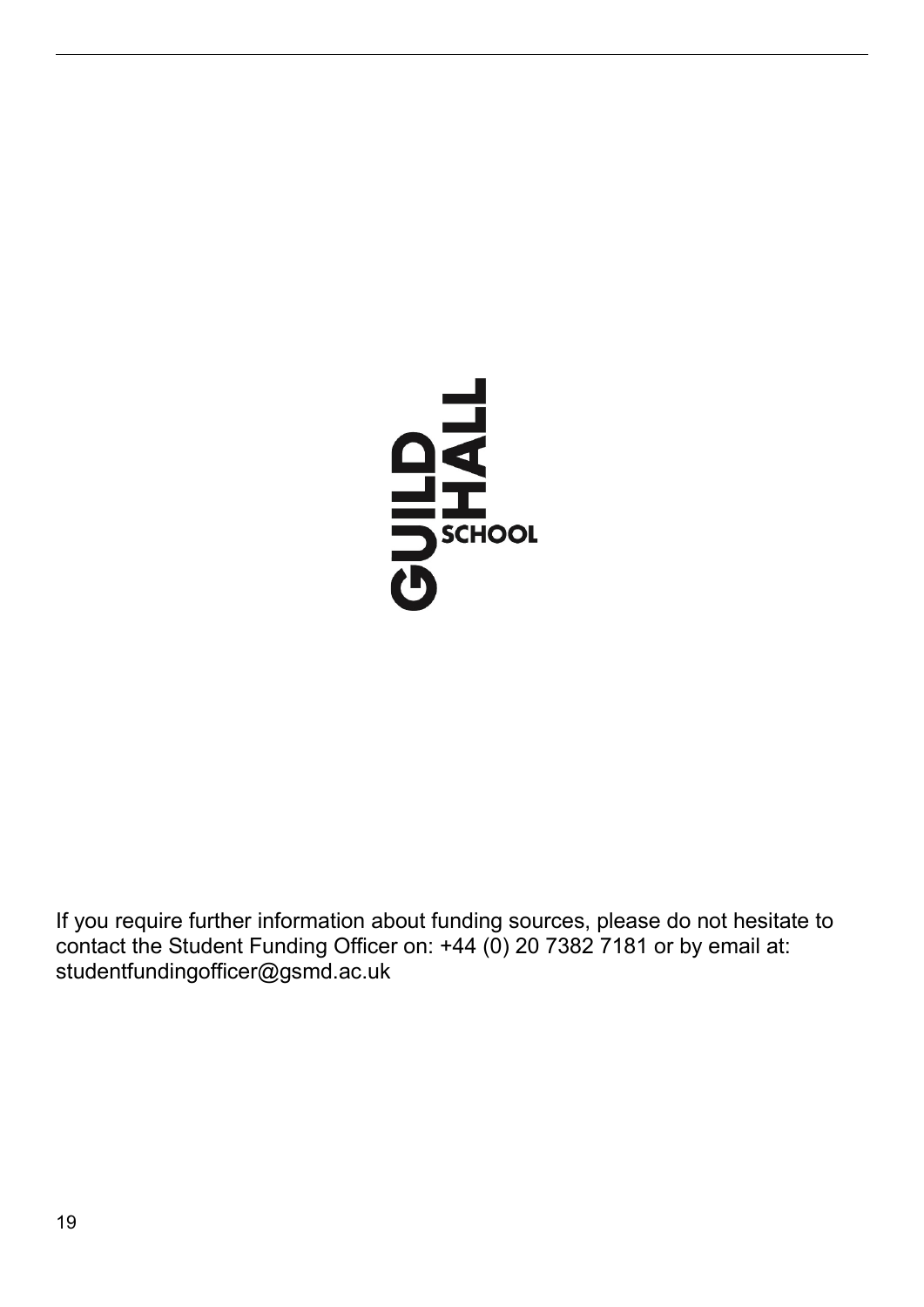GUILD HALL SCHOOL

If you require further information about funding sources, please do not hesitate to contact the Student Funding Officer on: +44 (0) 20 7382 7181 or by email at: studentfundingofficer@gsmd.ac.uk